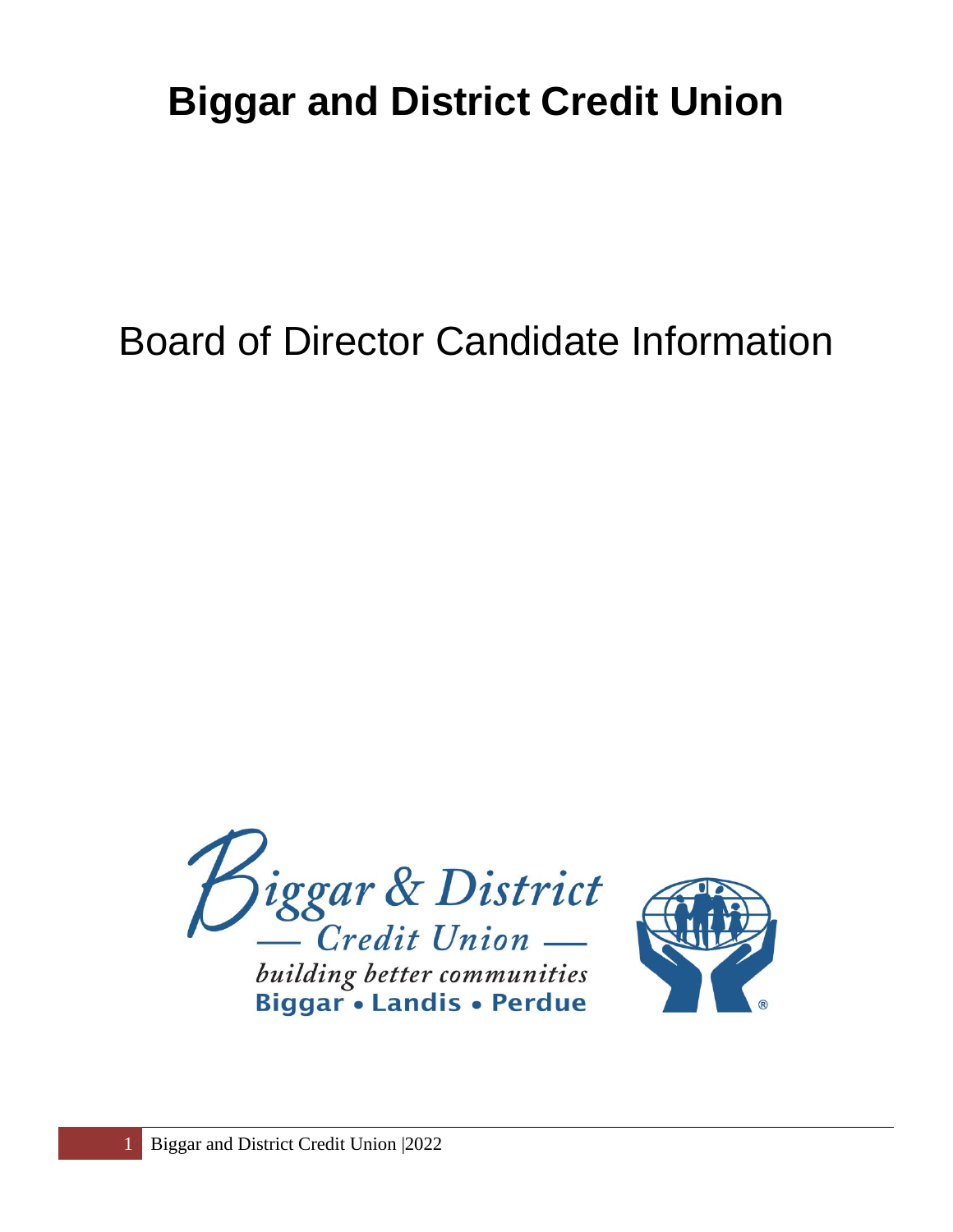# Biggar and District Credit Union

## Board of Director Candidate Information

Biggar & District Credit Union

*building better communities*

**Biggar • Landis • Perdue**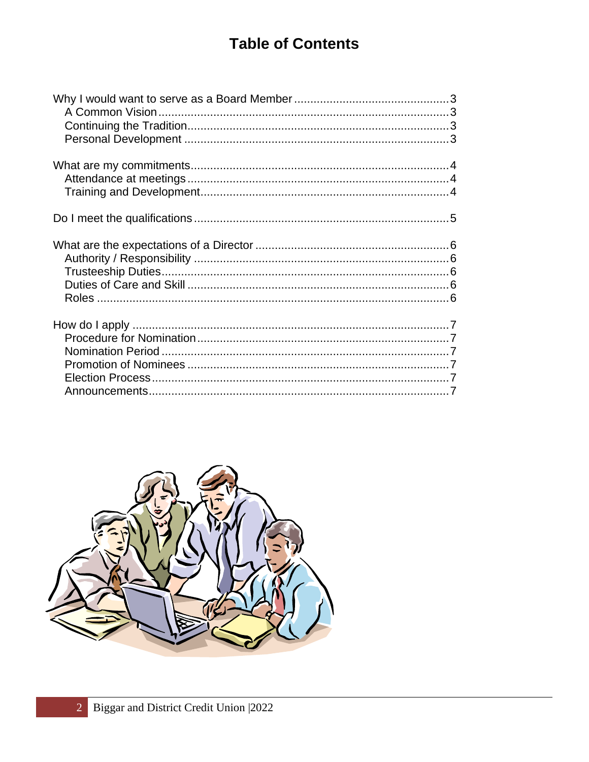# Table of Contents

- Why I would want to serve as a Board Member ........ 3
  - A Common Vision ........ 3
  - Continuing the Tradition ........ 3
  - Personal Development ........ 3
- What are my commitments ........ 4
  - Attendance at meetings ........ 4
  - Training and Development ........ 4
- Do I meet the qualifications ........ 5
- What are the expectations of a Director ........ 6
  - Authority / Responsibility ........ 6
  - Trusteeship Duties ........ 6
  - Duties of Care and Skill ........ 6
  - Roles ........ 6
- How do I apply ........ 7
  - Procedure for Nomination ........ 7
  - Nomination Period ........ 7
  - Promotion of Nominees ........ 7
  - Election Process ........ 7
  - Announcements ........ 7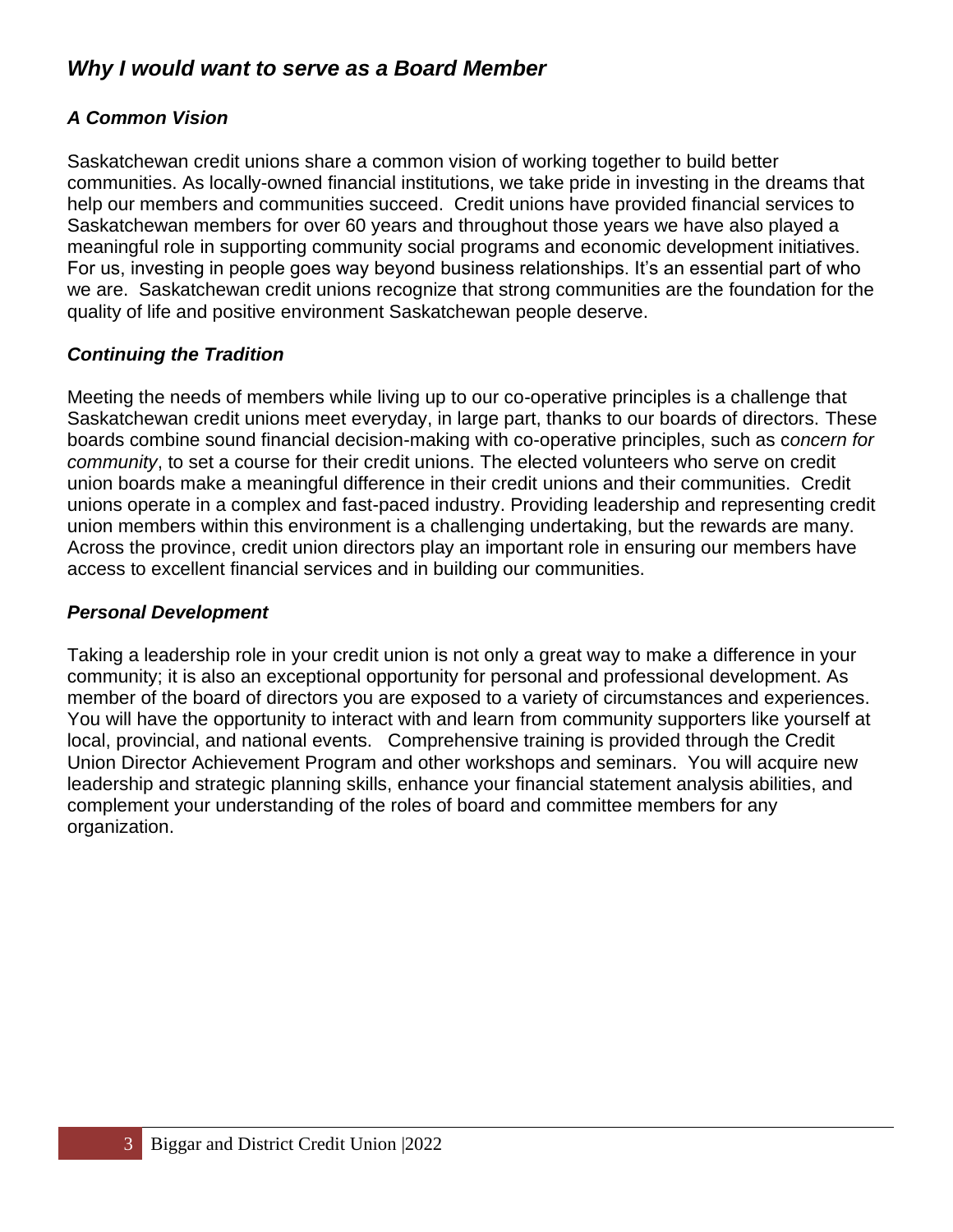## *Why I would want to serve as a Board Member*

### *A Common Vision*

Saskatchewan credit unions share a common vision of working together to build better communities. As locally-owned financial institutions, we take pride in investing in the dreams that help our members and communities succeed. Credit unions have provided financial services to Saskatchewan members for over 60 years and throughout those years we have also played a meaningful role in supporting community social programs and economic development initiatives. For us, investing in people goes way beyond business relationships. It's an essential part of who we are. Saskatchewan credit unions recognize that strong communities are the foundation for the quality of life and positive environment Saskatchewan people deserve.

### *Continuing the Tradition*

Meeting the needs of members while living up to our co-operative principles is a challenge that Saskatchewan credit unions meet everyday, in large part, thanks to our boards of directors. These boards combine sound financial decision-making with co-operative principles, such as *concern for community*, to set a course for their credit unions. The elected volunteers who serve on credit union boards make a meaningful difference in their credit unions and their communities. Credit unions operate in a complex and fast-paced industry. Providing leadership and representing credit union members within this environment is a challenging undertaking, but the rewards are many. Across the province, credit union directors play an important role in ensuring our members have access to excellent financial services and in building our communities.

### *Personal Development*

Taking a leadership role in your credit union is not only a great way to make a difference in your community; it is also an exceptional opportunity for personal and professional development. As member of the board of directors you are exposed to a variety of circumstances and experiences. You will have the opportunity to interact with and learn from community supporters like yourself at local, provincial, and national events. Comprehensive training is provided through the Credit Union Director Achievement Program and other workshops and seminars. You will acquire new leadership and strategic planning skills, enhance your financial statement analysis abilities, and complement your understanding of the roles of board and committee members for any organization.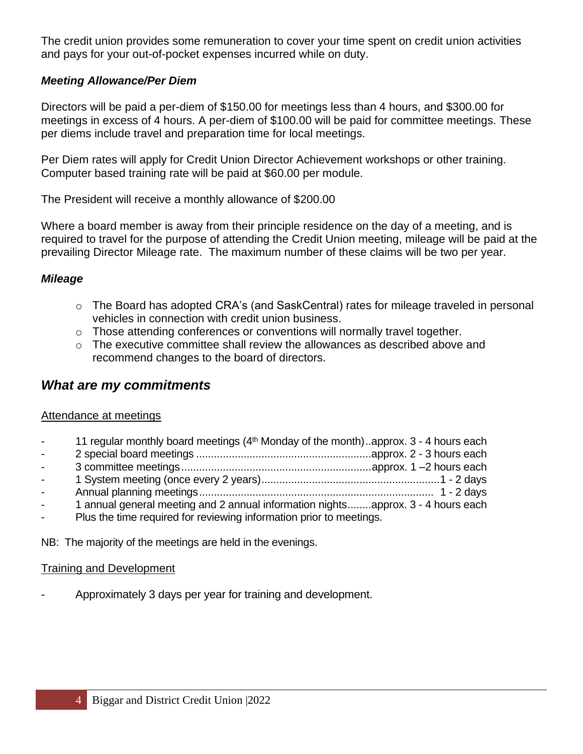The credit union provides some remuneration to cover your time spent on credit union activities and pays for your out-of-pocket expenses incurred while on duty.

***Meeting Allowance/Per Diem***

Directors will be paid a per-diem of $150.00 for meetings less than 4 hours, and $300.00 for meetings in excess of 4 hours. A per-diem of $100.00 will be paid for committee meetings. These per diems include travel and preparation time for local meetings.

Per Diem rates will apply for Credit Union Director Achievement workshops or other training. Computer based training rate will be paid at $60.00 per module.

The President will receive a monthly allowance of $200.00

Where a board member is away from their principle residence on the day of a meeting, and is required to travel for the purpose of attending the Credit Union meeting, mileage will be paid at the prevailing Director Mileage rate. The maximum number of these claims will be two per year.

***Mileage***

- The Board has adopted CRA's (and SaskCentral) rates for mileage traveled in personal vehicles in connection with credit union business.
- Those attending conferences or conventions will normally travel together.
- The executive committee shall review the allowances as described above and recommend changes to the board of directors.

## *What are my commitments*

<u>Attendance at meetings</u>

- 11 regular monthly board meetings (4th Monday of the month)..approx. 3 - 4 hours each
- 2 special board meetings ..........................................................approx. 2 - 3 hours each
- 3 committee meetings...............................................................approx. 1 –2 hours each
- 1 System meeting (once every 2 years)...........................................................1 - 2 days
- Annual planning meetings............................................................................. 1 - 2 days
- 1 annual general meeting and 2 annual information nights........approx. 3 - 4 hours each
- Plus the time required for reviewing information prior to meetings.

NB: The majority of the meetings are held in the evenings.

<u>Training and Development</u>

- Approximately 3 days per year for training and development.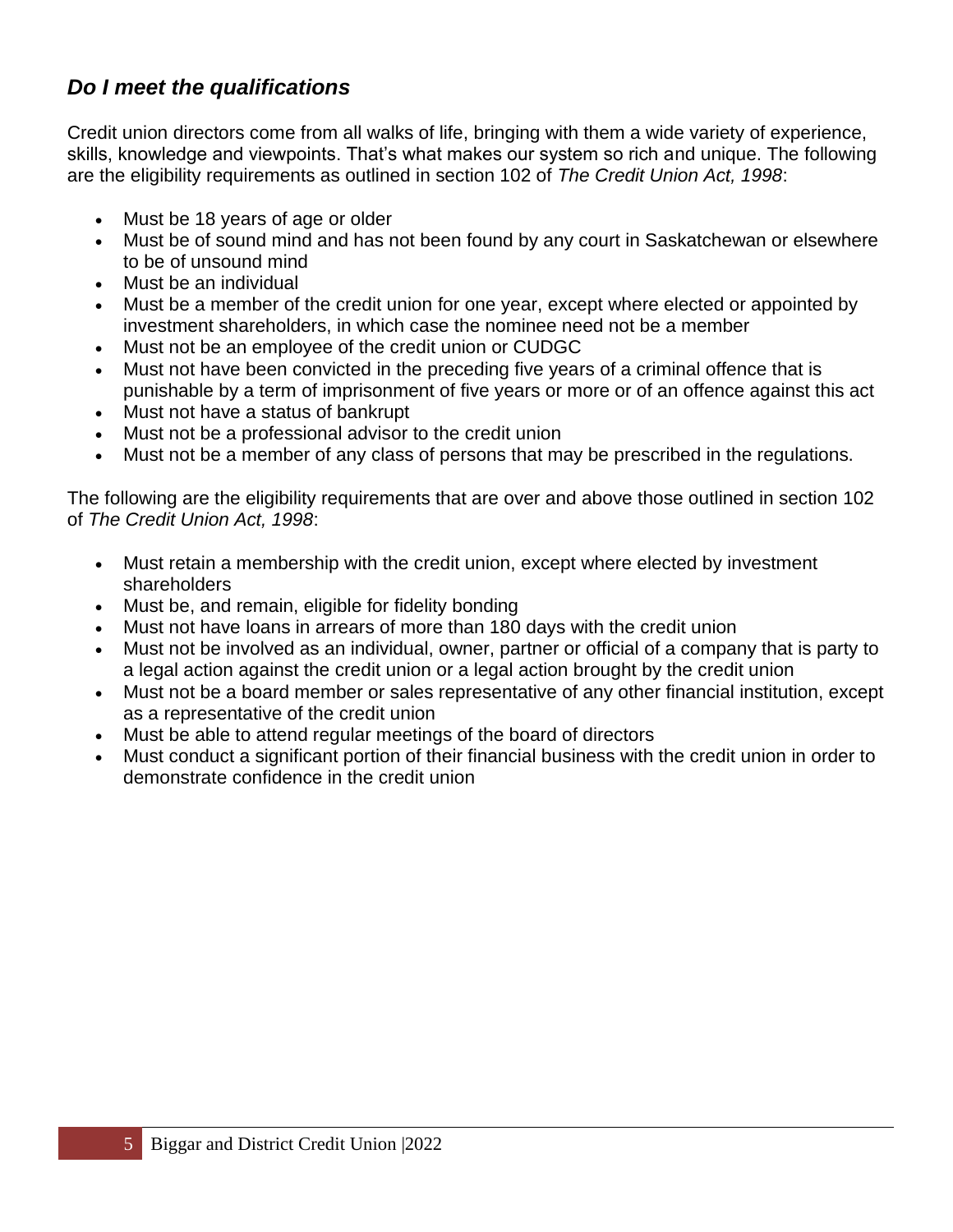## *Do I meet the qualifications*

Credit union directors come from all walks of life, bringing with them a wide variety of experience, skills, knowledge and viewpoints. That's what makes our system so rich and unique. The following are the eligibility requirements as outlined in section 102 of *The Credit Union Act, 1998*:

- Must be 18 years of age or older
- Must be of sound mind and has not been found by any court in Saskatchewan or elsewhere to be of unsound mind
- Must be an individual
- Must be a member of the credit union for one year, except where elected or appointed by investment shareholders, in which case the nominee need not be a member
- Must not be an employee of the credit union or CUDGC
- Must not have been convicted in the preceding five years of a criminal offence that is punishable by a term of imprisonment of five years or more or of an offence against this act
- Must not have a status of bankrupt
- Must not be a professional advisor to the credit union
- Must not be a member of any class of persons that may be prescribed in the regulations.

The following are the eligibility requirements that are over and above those outlined in section 102 of *The Credit Union Act, 1998*:

- Must retain a membership with the credit union, except where elected by investment shareholders
- Must be, and remain, eligible for fidelity bonding
- Must not have loans in arrears of more than 180 days with the credit union
- Must not be involved as an individual, owner, partner or official of a company that is party to a legal action against the credit union or a legal action brought by the credit union
- Must not be a board member or sales representative of any other financial institution, except as a representative of the credit union
- Must be able to attend regular meetings of the board of directors
- Must conduct a significant portion of their financial business with the credit union in order to demonstrate confidence in the credit union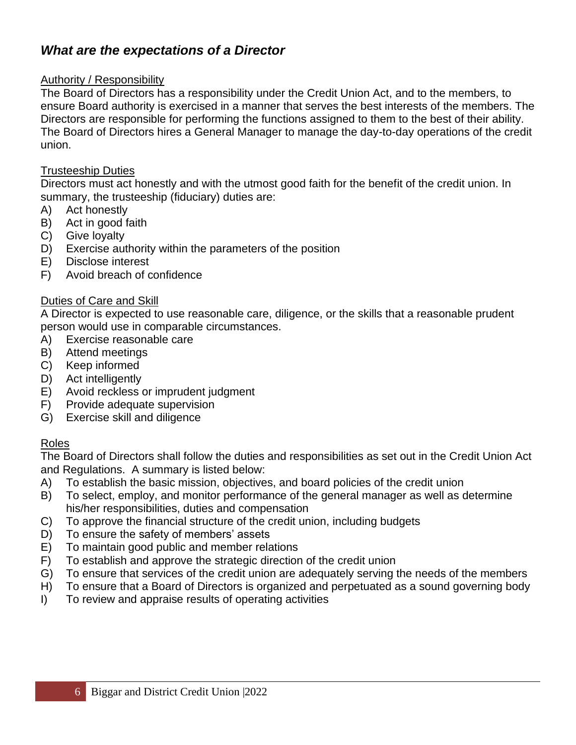## *What are the expectations of a Director*

Authority / Responsibility

The Board of Directors has a responsibility under the Credit Union Act, and to the members, to ensure Board authority is exercised in a manner that serves the best interests of the members. The Directors are responsible for performing the functions assigned to them to the best of their ability. The Board of Directors hires a General Manager to manage the day-to-day operations of the credit union.

Trusteeship Duties

Directors must act honestly and with the utmost good faith for the benefit of the credit union. In summary, the trusteeship (fiduciary) duties are:

A) Act honestly
B) Act in good faith
C) Give loyalty
D) Exercise authority within the parameters of the position
E) Disclose interest
F) Avoid breach of confidence

Duties of Care and Skill

A Director is expected to use reasonable care, diligence, or the skills that a reasonable prudent person would use in comparable circumstances.

A) Exercise reasonable care
B) Attend meetings
C) Keep informed
D) Act intelligently
E) Avoid reckless or imprudent judgment
F) Provide adequate supervision
G) Exercise skill and diligence

Roles

The Board of Directors shall follow the duties and responsibilities as set out in the Credit Union Act and Regulations. A summary is listed below:

A) To establish the basic mission, objectives, and board policies of the credit union
B) To select, employ, and monitor performance of the general manager as well as determine his/her responsibilities, duties and compensation
C) To approve the financial structure of the credit union, including budgets
D) To ensure the safety of members' assets
E) To maintain good public and member relations
F) To establish and approve the strategic direction of the credit union
G) To ensure that services of the credit union are adequately serving the needs of the members
H) To ensure that a Board of Directors is organized and perpetuated as a sound governing body
I) To review and appraise results of operating activities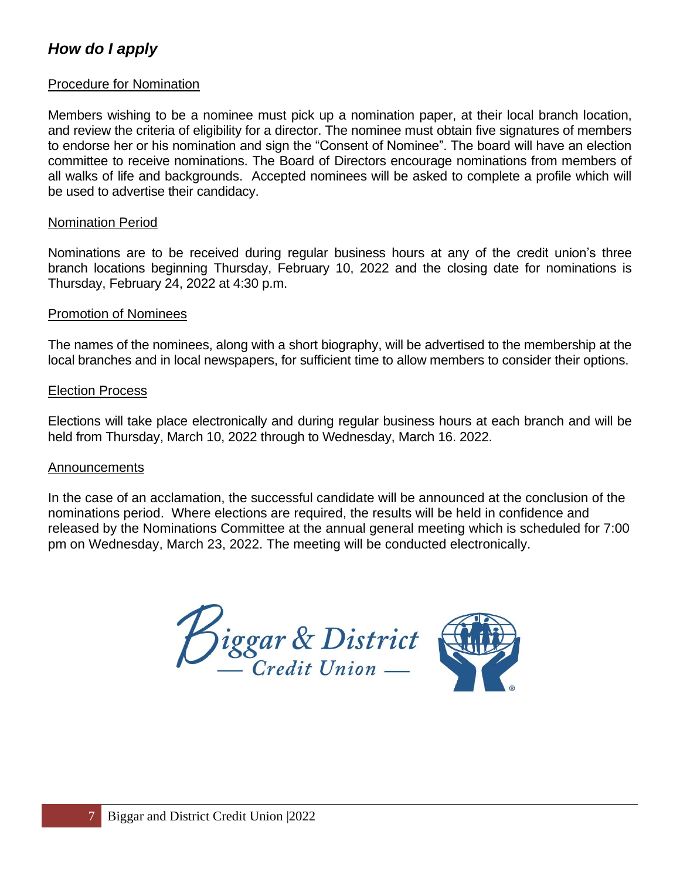## *How do I apply*

Procedure for Nomination

Members wishing to be a nominee must pick up a nomination paper, at their local branch location, and review the criteria of eligibility for a director. The nominee must obtain five signatures of members to endorse her or his nomination and sign the "Consent of Nominee". The board will have an election committee to receive nominations. The Board of Directors encourage nominations from members of all walks of life and backgrounds. Accepted nominees will be asked to complete a profile which will be used to advertise their candidacy.

Nomination Period

Nominations are to be received during regular business hours at any of the credit union's three branch locations beginning Thursday, February 10, 2022 and the closing date for nominations is Thursday, February 24, 2022 at 4:30 p.m.

Promotion of Nominees

The names of the nominees, along with a short biography, will be advertised to the membership at the local branches and in local newspapers, for sufficient time to allow members to consider their options.

Election Process

Elections will take place electronically and during regular business hours at each branch and will be held from Thursday, March 10, 2022 through to Wednesday, March 16. 2022.

Announcements

In the case of an acclamation, the successful candidate will be announced at the conclusion of the nominations period. Where elections are required, the results will be held in confidence and released by the Nominations Committee at the annual general meeting which is scheduled for 7:00 pm on Wednesday, March 23, 2022. The meeting will be conducted electronically.

Biggar & District Credit Union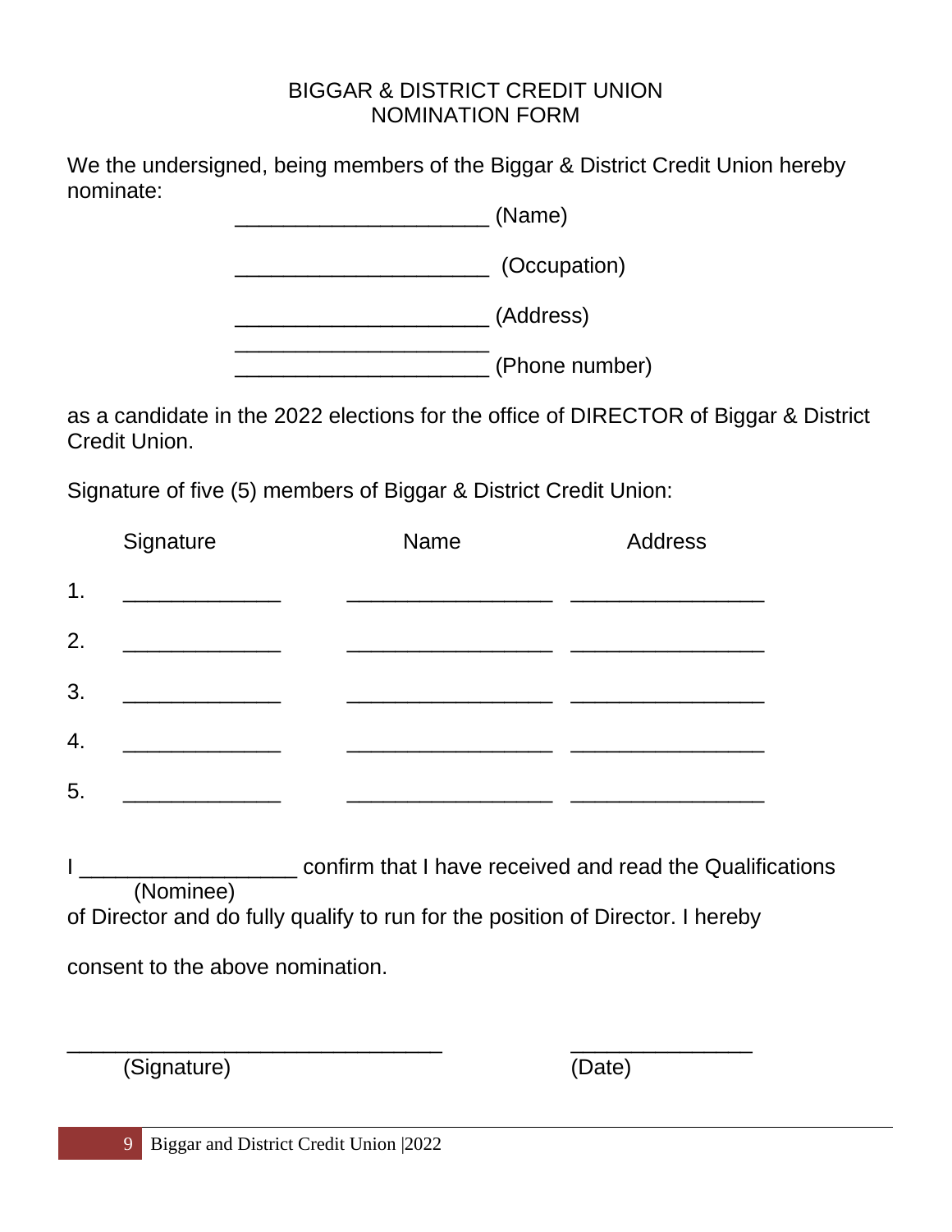# BIGGAR & DISTRICT CREDIT UNION
# NOMINATION FORM

We the undersigned, being members of the Biggar & District Credit Union hereby nominate:

_____________________ (Name)

_____________________ (Occupation)

_____________________ (Address)
_____________________

_____________________ (Phone number)

as a candidate in the 2022 elections for the office of DIRECTOR of Biggar & District Credit Union.

Signature of five (5) members of Biggar & District Credit Union:

| | Signature | Name | Address |
|---|---|---|---|
| 1. | _____________ | _________________ | ________________ |
| 2. | _____________ | _________________ | ________________ |
| 3. | _____________ | _________________ | ________________ |
| 4. | _____________ | _________________ | ________________ |
| 5. | _____________ | _________________ | ________________ |

I __________________ confirm that I have received and read the Qualifications
(Nominee)
of Director and do fully qualify to run for the position of Director. I hereby

consent to the above nomination.

_______________________________ (Signature)

_______________ (Date)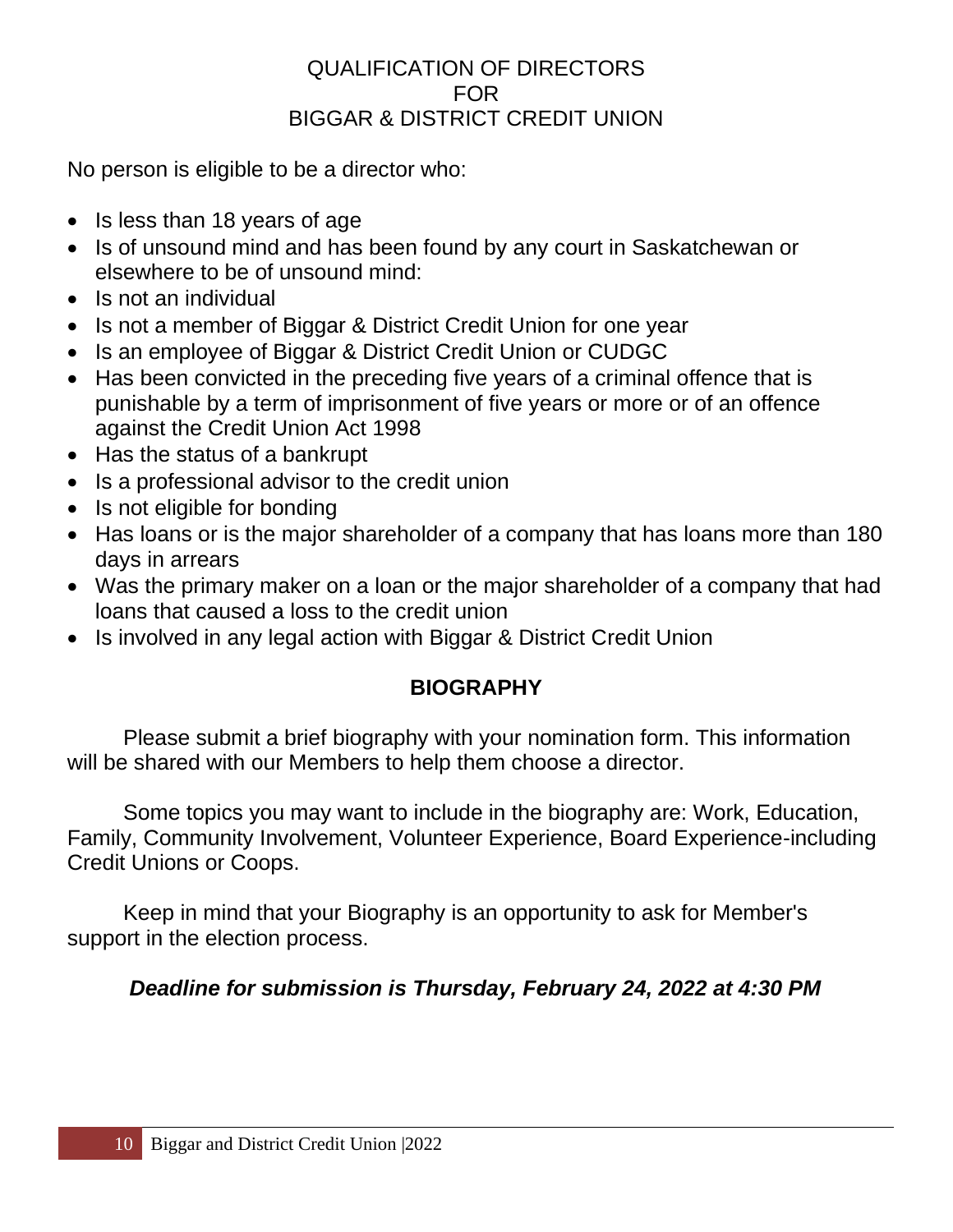# QUALIFICATION OF DIRECTORS FOR BIGGAR & DISTRICT CREDIT UNION

No person is eligible to be a director who:

- Is less than 18 years of age
- Is of unsound mind and has been found by any court in Saskatchewan or elsewhere to be of unsound mind:
- Is not an individual
- Is not a member of Biggar & District Credit Union for one year
- Is an employee of Biggar & District Credit Union or CUDGC
- Has been convicted in the preceding five years of a criminal offence that is punishable by a term of imprisonment of five years or more or of an offence against the Credit Union Act 1998
- Has the status of a bankrupt
- Is a professional advisor to the credit union
- Is not eligible for bonding
- Has loans or is the major shareholder of a company that has loans more than 180 days in arrears
- Was the primary maker on a loan or the major shareholder of a company that had loans that caused a loss to the credit union
- Is involved in any legal action with Biggar & District Credit Union

## BIOGRAPHY

Please submit a brief biography with your nomination form. This information will be shared with our Members to help them choose a director.

Some topics you may want to include in the biography are: Work, Education, Family, Community Involvement, Volunteer Experience, Board Experience-including Credit Unions or Coops.

Keep in mind that your Biography is an opportunity to ask for Member's support in the election process.

***Deadline for submission is Thursday, February 24, 2022 at 4:30 PM***